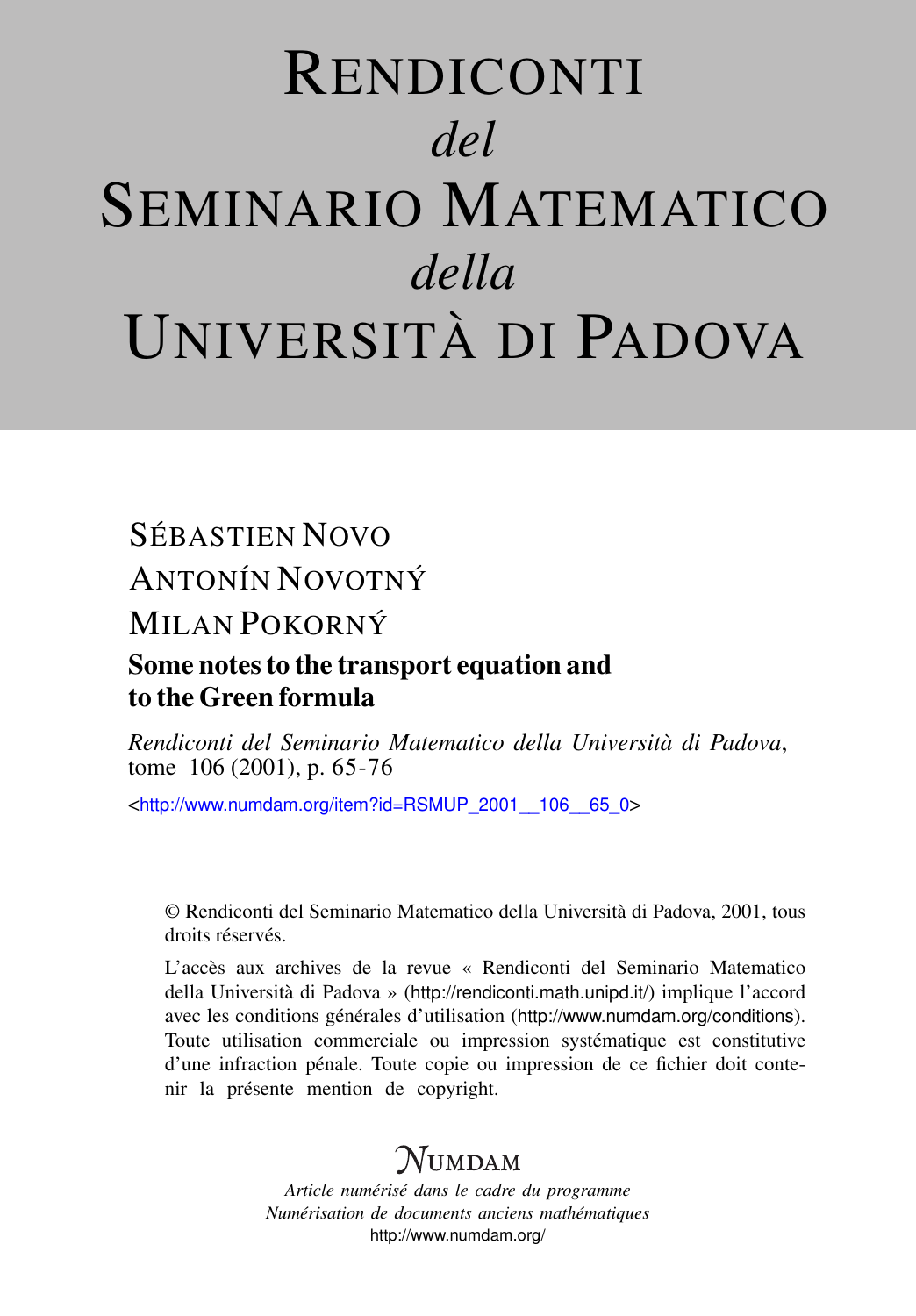# RENDICONTI
# *del*
# SEMINARIO MATEMATICO
# *della*
# UNIVERSITÀ DI PADOVA

SÉBASTIEN NOVO

ANTONÍN NOVOTNÝ

MILAN POKORNÝ

## Some notes to the transport equation and to the Green formula

*Rendiconti del Seminario Matematico della Università di Padova*, tome 106 (2001), p. 65-76

<http://www.numdam.org/item?id=RSMUP_2001__106__65_0>

© Rendiconti del Seminario Matematico della Università di Padova, 2001, tous droits réservés.

L'accès aux archives de la revue « Rendiconti del Seminario Matematico della Università di Padova » (http://rendiconti.math.unipd.it/) implique l'accord avec les conditions générales d'utilisation (http://www.numdam.org/conditions). Toute utilisation commerciale ou impression systématique est constitutive d'une infraction pénale. Toute copie ou impression de ce fichier doit contenir la présente mention de copyright.

NUMDAM

*Article numérisé dans le cadre du programme*
*Numérisation de documents anciens mathématiques*
http://www.numdam.org/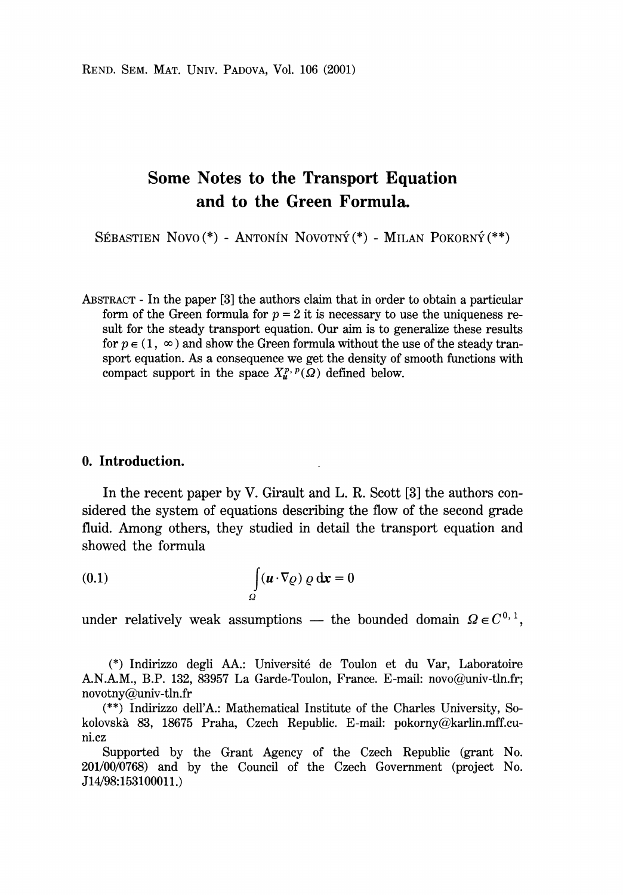# Some Notes to the Transport Equation and to the Green Formula.

SÉBASTIEN NOVO (*) - ANTONÍN NOVOTNÝ (*) - MILAN POKORNÝ (**)

ABSTRACT - In the paper [3] the authors claim that in order to obtain a particular form of the Green formula for $p = 2$ it is necessary to use the uniqueness result for the steady transport equation. Our aim is to generalize these results for $p \in (1, \infty)$ and show the Green formula without the use of the steady transport equation. As a consequence we get the density of smooth functions with compact support in the space $X_{\boldsymbol{u}}^{p,p}(\Omega)$ defined below.

## 0. Introduction.

In the recent paper by V. Girault and L. R. Scott [3] the authors considered the system of equations describing the flow of the second grade fluid. Among others, they studied in detail the transport equation and showed the formula

$$\int_{\Omega} (\boldsymbol{u} \cdot \nabla \varrho)\, \varrho \, d\boldsymbol{x} = 0 \tag{0.1}$$

under relatively weak assumptions — the bounded domain $\Omega \in C^{0,1}$,

(*) Indirizzo degli AA.: Université de Toulon et du Var, Laboratoire A.N.A.M., B.P. 132, 83957 La Garde-Toulon, France. E-mail: novo@univ-tln.fr; novotny@univ-tln.fr

(**) Indirizzo dell'A.: Mathematical Institute of the Charles University, Sokolovskà 83, 18675 Praha, Czech Republic. E-mail: pokorny@karlin.mff.cuni.cz

Supported by the Grant Agency of the Czech Republic (grant No. 201/00/0768) and by the Council of the Czech Government (project No. J14/98:153100011.)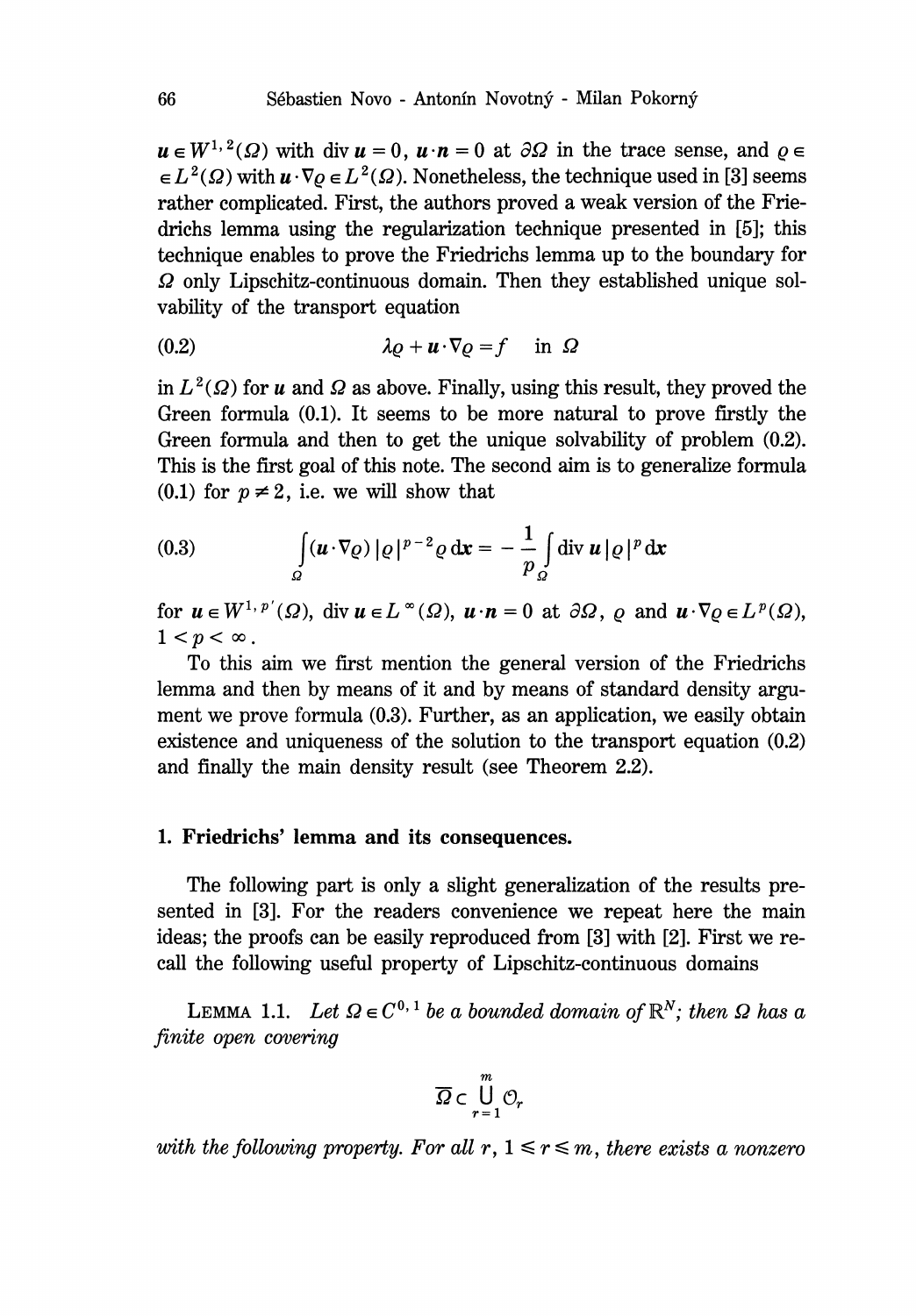$\boldsymbol{u} \in W^{1,2}(\Omega)$ with $\operatorname{div} \boldsymbol{u} = 0$, $\boldsymbol{u} \cdot \boldsymbol{n} = 0$ at $\partial\Omega$ in the trace sense, and $\varrho \in L^2(\Omega)$ with $\boldsymbol{u} \cdot \nabla \varrho \in L^2(\Omega)$. Nonetheless, the technique used in [3] seems rather complicated. First, the authors proved a weak version of the Friedrichs lemma using the regularization technique presented in [5]; this technique enables to prove the Friedrichs lemma up to the boundary for $\Omega$ only Lipschitz-continuous domain. Then they established unique solvability of the transport equation

$$\lambda \varrho + \boldsymbol{u} \cdot \nabla \varrho = f \quad \text{in } \Omega \tag{0.2}$$

in $L^2(\Omega)$ for $\boldsymbol{u}$ and $\Omega$ as above. Finally, using this result, they proved the Green formula (0.1). It seems to be more natural to prove firstly the Green formula and then to get the unique solvability of problem (0.2). This is the first goal of this note. The second aim is to generalize formula (0.1) for $p \neq 2$, i.e. we will show that

$$\int_{\Omega} (\boldsymbol{u} \cdot \nabla \varrho) |\varrho|^{p-2} \varrho \, d\boldsymbol{x} = -\frac{1}{p} \int_{\Omega} \operatorname{div} \boldsymbol{u} |\varrho|^p \, d\boldsymbol{x} \tag{0.3}$$

for $\boldsymbol{u} \in W^{1,p'}(\Omega)$, $\operatorname{div} \boldsymbol{u} \in L^{\infty}(\Omega)$, $\boldsymbol{u} \cdot \boldsymbol{n} = 0$ at $\partial\Omega$, $\varrho$ and $\boldsymbol{u} \cdot \nabla \varrho \in L^p(\Omega)$, $1 < p < \infty$.

To this aim we first mention the general version of the Friedrichs lemma and then by means of it and by means of standard density argument we prove formula (0.3). Further, as an application, we easily obtain existence and uniqueness of the solution to the transport equation (0.2) and finally the main density result (see Theorem 2.2).

## 1. Friedrichs' lemma and its consequences.

The following part is only a slight generalization of the results presented in [3]. For the readers convenience we repeat here the main ideas; the proofs can be easily reproduced from [3] with [2]. First we recall the following useful property of Lipschitz-continuous domains

LEMMA 1.1. *Let $\Omega \in C^{0,1}$ be a bounded domain of $\mathbb{R}^N$; then $\Omega$ has a finite open covering*

$$\overline{\Omega} \subset \bigcup_{r=1}^{m} \mathcal{O}_r$$

*with the following property. For all $r$, $1 \leq r \leq m$, there exists a nonzero*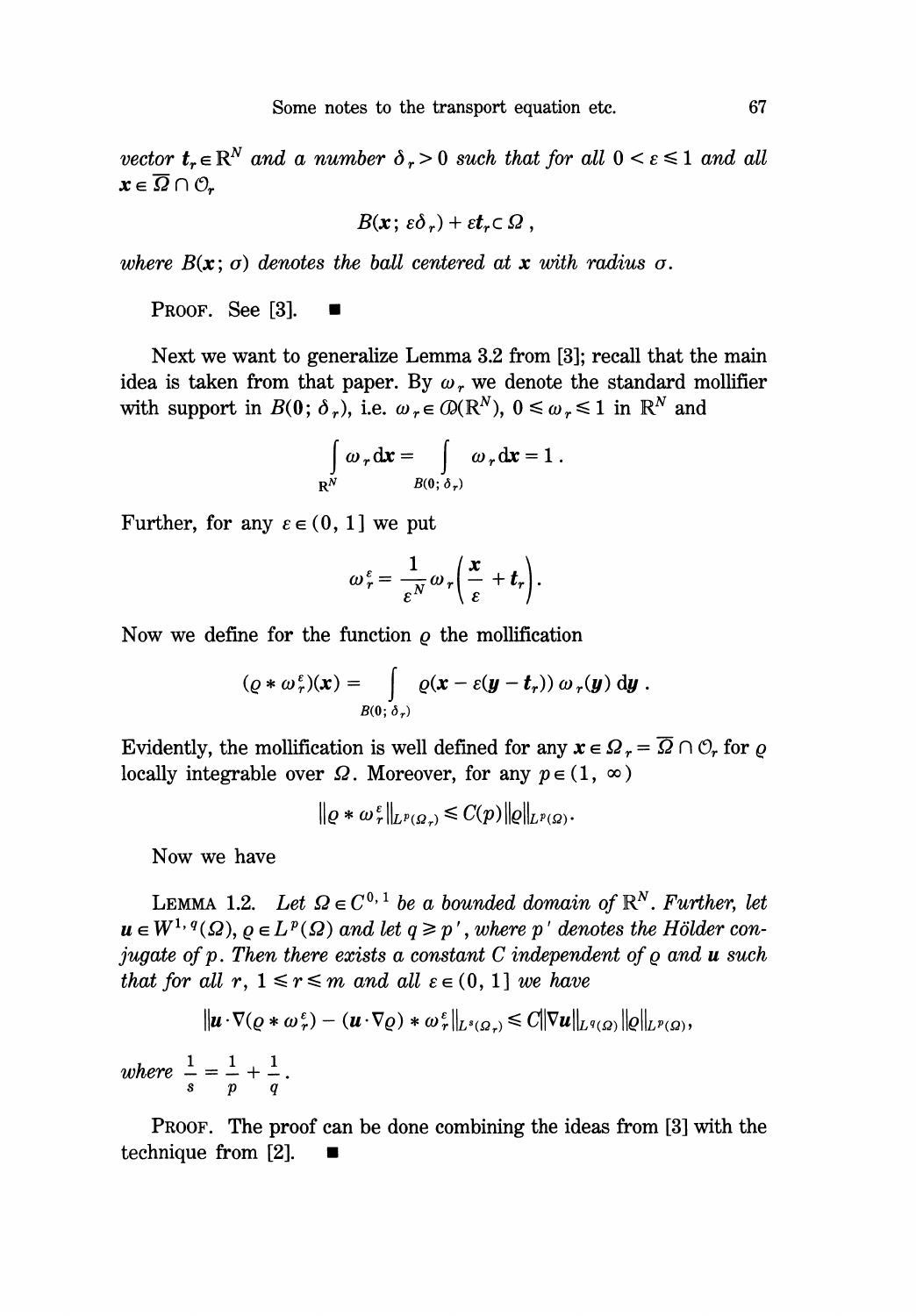*vector* $\boldsymbol{t}_r \in \mathbb{R}^N$ *and a number* $\delta_r > 0$ *such that for all* $0 < \varepsilon \leq 1$ *and all* $\boldsymbol{x} \in \overline{\Omega} \cap \mathcal{O}_r$

$$B(\boldsymbol{x}; \varepsilon\delta_r) + \varepsilon \boldsymbol{t}_r \subset \Omega\,,$$

*where* $B(\boldsymbol{x}; \sigma)$ *denotes the ball centered at* $\boldsymbol{x}$ *with radius* $\sigma$.

PROOF. See [3]. ■

Next we want to generalize Lemma 3.2 from [3]; recall that the main idea is taken from that paper. By $\omega_r$ we denote the standard mollifier with support in $B(\boldsymbol{0}; \delta_r)$, i.e. $\omega_r \in \mathcal{D}(\mathbb{R}^N)$, $0 \leq \omega_r \leq 1$ in $\mathbb{R}^N$ and

$$\int\limits_{\mathbb{R}^N} \omega_r \,\mathrm{d}\boldsymbol{x} = \int\limits_{B(\boldsymbol{0};\, \delta_r)} \omega_r \,\mathrm{d}\boldsymbol{x} = 1\,.$$

Further, for any $\varepsilon \in (0, 1]$ we put

$$\omega_r^\varepsilon = \frac{1}{\varepsilon^N}\, \omega_r\!\left(\frac{\boldsymbol{x}}{\varepsilon} + \boldsymbol{t}_r\right).$$

Now we define for the function $\varrho$ the mollification

$$(\varrho * \omega_r^\varepsilon)(\boldsymbol{x}) = \int\limits_{B(\boldsymbol{0};\, \delta_r)} \varrho(\boldsymbol{x} - \varepsilon(\boldsymbol{y} - \boldsymbol{t}_r))\, \omega_r(\boldsymbol{y})\, \mathrm{d}\boldsymbol{y}\,.$$

Evidently, the mollification is well defined for any $\boldsymbol{x} \in \Omega_r = \overline{\Omega} \cap \mathcal{O}_r$ for $\varrho$ locally integrable over $\Omega$. Moreover, for any $p \in (1, \infty)$

$$\|\varrho * \omega_r^\varepsilon\|_{L^p(\Omega_r)} \leq C(p) \|\varrho\|_{L^p(\Omega)}.$$

Now we have

LEMMA 1.2. *Let* $\Omega \in C^{0,1}$ *be a bounded domain of* $\mathbb{R}^N$. *Further, let* $\boldsymbol{u} \in W^{1,q}(\Omega)$, $\varrho \in L^p(\Omega)$ *and let* $q \geq p'$, *where* $p'$ *denotes the Hölder conjugate of* $p$. *Then there exists a constant* $C$ *independent of* $\varrho$ *and* $\boldsymbol{u}$ *such that for all* $r$, $1 \leq r \leq m$ *and all* $\varepsilon \in (0, 1]$ *we have*

$$\|\boldsymbol{u} \cdot \nabla(\varrho * \omega_r^\varepsilon) - (\boldsymbol{u} \cdot \nabla \varrho) * \omega_r^\varepsilon\|_{L^s(\Omega_r)} \leq C \|\nabla \boldsymbol{u}\|_{L^q(\Omega)} \|\varrho\|_{L^p(\Omega)},$$

*where* $\dfrac{1}{s} = \dfrac{1}{p} + \dfrac{1}{q}$.

PROOF. The proof can be done combining the ideas from [3] with the technique from [2]. ■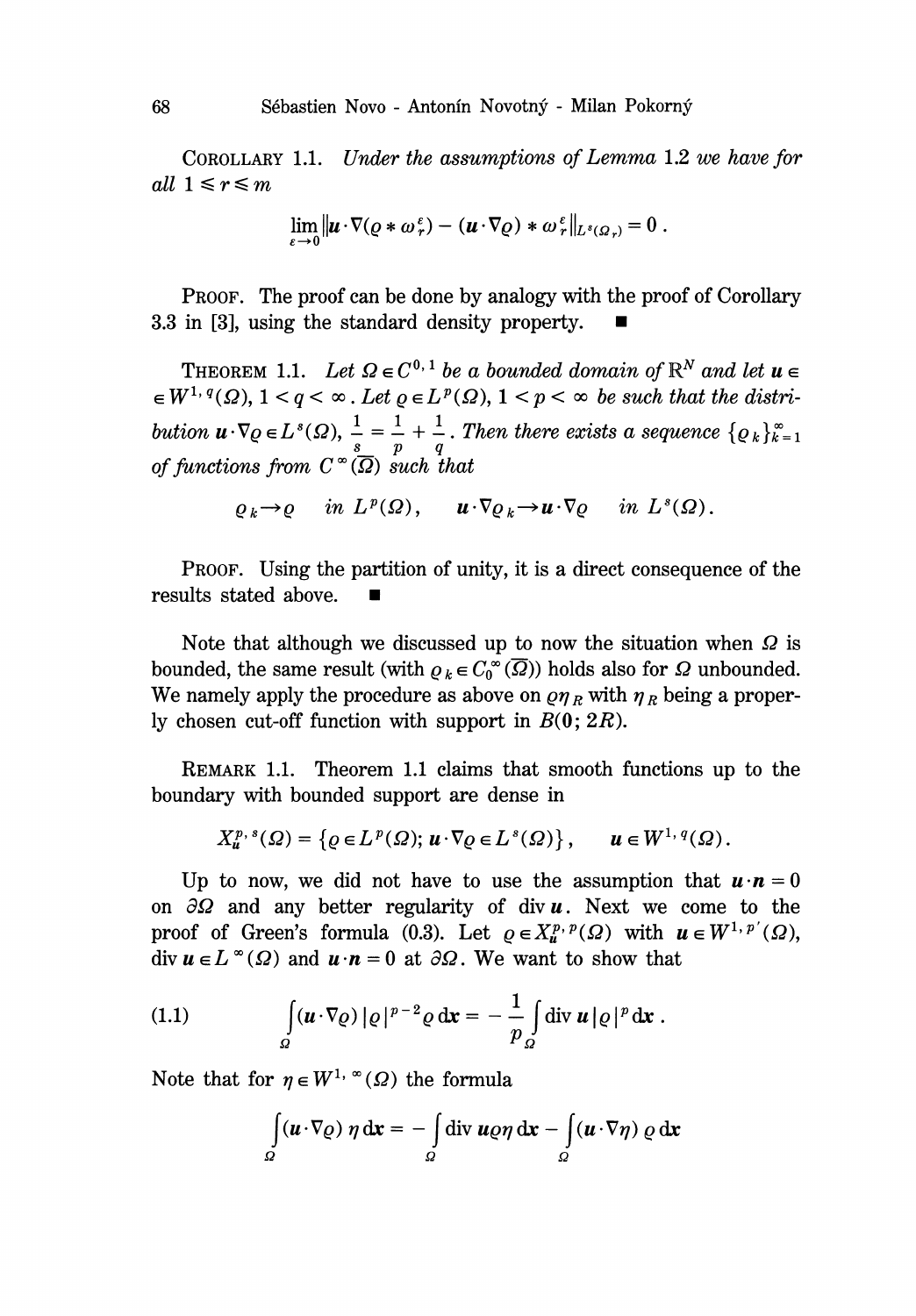COROLLARY 1.1. *Under the assumptions of Lemma* 1.2 *we have for all* $1 \leq r \leq m$

$$\lim_{\varepsilon \to 0} \| \boldsymbol{u} \cdot \nabla(\varrho * \omega_r^\varepsilon) - (\boldsymbol{u} \cdot \nabla \varrho) * \omega_r^\varepsilon \|_{L^s(\Omega_r)} = 0 .$$

PROOF. The proof can be done by analogy with the proof of Corollary 3.3 in [3], using the standard density property. ∎

THEOREM 1.1. *Let* $\Omega \in C^{0,1}$ *be a bounded domain of* $\mathbb{R}^N$ *and let* $\boldsymbol{u} \in W^{1,q}(\Omega)$, $1 < q < \infty$. *Let* $\varrho \in L^p(\Omega)$, $1 < p < \infty$ *be such that the distribution* $\boldsymbol{u} \cdot \nabla \varrho \in L^s(\Omega)$, $\frac{1}{s} = \frac{1}{p} + \frac{1}{q}$. *Then there exists a sequence* $\{\varrho_k\}_{k=1}^\infty$ *of functions from* $C^\infty(\overline{\Omega})$ *such that*

$$\varrho_k \to \varrho \quad in\ L^p(\Omega), \qquad \boldsymbol{u} \cdot \nabla \varrho_k \to \boldsymbol{u} \cdot \nabla \varrho \quad in\ L^s(\Omega).$$

PROOF. Using the partition of unity, it is a direct consequence of the results stated above. ∎

Note that although we discussed up to now the situation when $\Omega$ is bounded, the same result (with $\varrho_k \in C_0^\infty(\overline{\Omega})$) holds also for $\Omega$ unbounded. We namely apply the procedure as above on $\varrho \eta_R$ with $\eta_R$ being a properly chosen cut-off function with support in $B(0; 2R)$.

REMARK 1.1. Theorem 1.1 claims that smooth functions up to the boundary with bounded support are dense in

$$X_{\boldsymbol{u}}^{p,s}(\Omega) = \{\varrho \in L^p(\Omega);\ \boldsymbol{u} \cdot \nabla \varrho \in L^s(\Omega)\}, \qquad \boldsymbol{u} \in W^{1,q}(\Omega).$$

Up to now, we did not have to use the assumption that $\boldsymbol{u} \cdot \boldsymbol{n} = 0$ on $\partial\Omega$ and any better regularity of $\operatorname{div} \boldsymbol{u}$. Next we come to the proof of Green's formula (0.3). Let $\varrho \in X_{\boldsymbol{u}}^{p,p}(\Omega)$ with $\boldsymbol{u} \in W^{1,p'}(\Omega)$, $\operatorname{div} \boldsymbol{u} \in L^\infty(\Omega)$ and $\boldsymbol{u} \cdot \boldsymbol{n} = 0$ at $\partial\Omega$. We want to show that

$$\int_\Omega (\boldsymbol{u} \cdot \nabla \varrho) |\varrho|^{p-2} \varrho \, d\boldsymbol{x} = -\frac{1}{p} \int_\Omega \operatorname{div} \boldsymbol{u} |\varrho|^p \, d\boldsymbol{x} . \tag{1.1}$$

Note that for $\eta \in W^{1,\infty}(\Omega)$ the formula

$$\int_\Omega (\boldsymbol{u} \cdot \nabla \varrho) \eta \, d\boldsymbol{x} = -\int_\Omega \operatorname{div} \boldsymbol{u} \varrho \eta \, d\boldsymbol{x} - \int_\Omega (\boldsymbol{u} \cdot \nabla \eta) \varrho \, d\boldsymbol{x}$$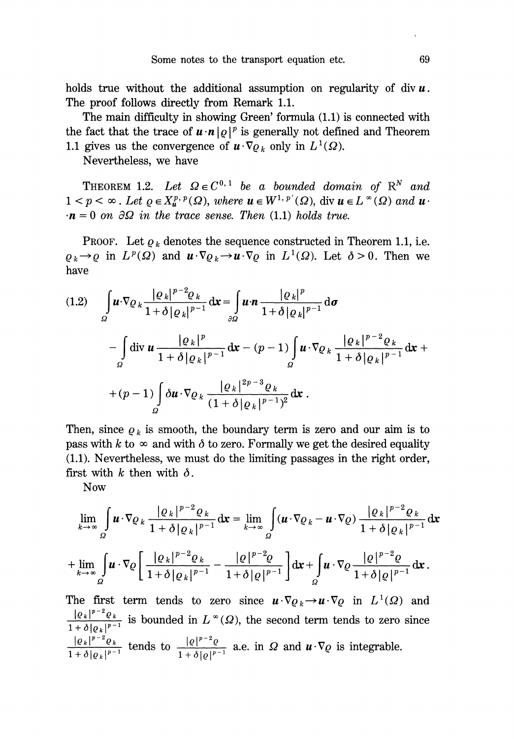holds true without the additional assumption on regularity of $\operatorname{div} \boldsymbol{u}$. The proof follows directly from Remark 1.1.

The main difficulty in showing Green' formula (1.1) is connected with the fact that the trace of $\boldsymbol{u} \cdot \boldsymbol{n} |\varrho|^p$ is generally not defined and Theorem 1.1 gives us the convergence of $\boldsymbol{u} \cdot \nabla \varrho_k$ only in $L^1(\Omega)$.

Nevertheless, we have

THEOREM 1.2. *Let $\Omega \in C^{0,1}$ be a bounded domain of $\mathbb{R}^N$ and $1 < p < \infty$. Let $\varrho \in X_{\boldsymbol{u}}^{p,p}(\Omega)$, where $\boldsymbol{u} \in W^{1,p'}(\Omega)$, $\operatorname{div} \boldsymbol{u} \in L^\infty(\Omega)$ and $\boldsymbol{u} \cdot \boldsymbol{n} = 0$ on $\partial \Omega$ in the trace sense. Then (1.1) holds true.*

PROOF. Let $\varrho_k$ denotes the sequence constructed in Theorem 1.1, i.e. $\varrho_k \to \varrho$ in $L^p(\Omega)$ and $\boldsymbol{u} \cdot \nabla \varrho_k \to \boldsymbol{u} \cdot \nabla \varrho$ in $L^1(\Omega)$. Let $\delta > 0$. Then we have

$$
\begin{aligned}
(1.2) \qquad \int_\Omega \boldsymbol{u} \cdot \nabla \varrho_k \frac{|\varrho_k|^{p-2} \varrho_k}{1 + \delta |\varrho_k|^{p-1}} \, d\boldsymbol{x} &= \int_{\partial \Omega} \boldsymbol{u} \cdot \boldsymbol{n} \frac{|\varrho_k|^p}{1 + \delta |\varrho_k|^{p-1}} \, d\boldsymbol{\sigma} \\
&- \int_\Omega \operatorname{div} \boldsymbol{u} \frac{|\varrho_k|^p}{1 + \delta |\varrho_k|^{p-1}} \, d\boldsymbol{x} - (p-1) \int_\Omega \boldsymbol{u} \cdot \nabla \varrho_k \frac{|\varrho_k|^{p-2} \varrho_k}{1 + \delta |\varrho_k|^{p-1}} \, d\boldsymbol{x} + \\
&+ (p-1) \int_\Omega \delta \boldsymbol{u} \cdot \nabla \varrho_k \frac{|\varrho_k|^{2p-3} \varrho_k}{(1 + \delta |\varrho_k|^{p-1})^2} \, d\boldsymbol{x} .
\end{aligned}
$$

Then, since $\varrho_k$ is smooth, the boundary term is zero and our aim is to pass with $k$ to $\infty$ and with $\delta$ to zero. Formally we get the desired equality (1.1). Nevertheless, we must do the limiting passages in the right order, first with $k$ then with $\delta$.

Now

$$
\begin{aligned}
\lim_{k \to \infty} \int_\Omega \boldsymbol{u} \cdot \nabla \varrho_k \frac{|\varrho_k|^{p-2} \varrho_k}{1 + \delta |\varrho_k|^{p-1}} \, d\boldsymbol{x} &= \lim_{k \to \infty} \int_\Omega (\boldsymbol{u} \cdot \nabla \varrho_k - \boldsymbol{u} \cdot \nabla \varrho) \frac{|\varrho_k|^{p-2} \varrho_k}{1 + \delta |\varrho_k|^{p-1}} \, d\boldsymbol{x} \\
+ \lim_{k \to \infty} \int_\Omega \boldsymbol{u} \cdot \nabla \varrho \left[ \frac{|\varrho_k|^{p-2} \varrho_k}{1 + \delta |\varrho_k|^{p-1}} - \frac{|\varrho|^{p-2} \varrho}{1 + \delta |\varrho|^{p-1}} \right] d\boldsymbol{x} &+ \int_\Omega \boldsymbol{u} \cdot \nabla \varrho \frac{|\varrho|^{p-2} \varrho}{1 + \delta |\varrho|^{p-1}} \, d\boldsymbol{x} .
\end{aligned}
$$

The first term tends to zero since $\boldsymbol{u} \cdot \nabla \varrho_k \to \boldsymbol{u} \cdot \nabla \varrho$ in $L^1(\Omega)$ and $\frac{|\varrho_k|^{p-2} \varrho_k}{1 + \delta |\varrho_k|^{p-1}}$ is bounded in $L^\infty(\Omega)$, the second term tends to zero since $\frac{|\varrho_k|^{p-2} \varrho_k}{1 + \delta |\varrho_k|^{p-1}}$ tends to $\frac{|\varrho|^{p-2} \varrho}{1 + \delta |\varrho|^{p-1}}$ a.e. in $\Omega$ and $\boldsymbol{u} \cdot \nabla \varrho$ is integrable.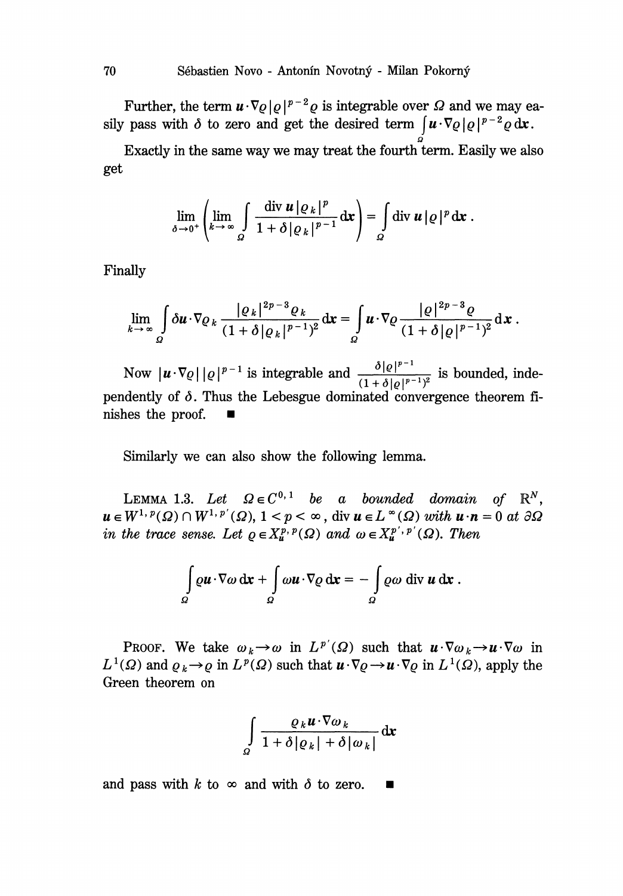Further, the term $\boldsymbol{u}\cdot\nabla\varrho|\varrho|^{p-2}\varrho$ is integrable over $\Omega$ and we may easily pass with $\delta$ to zero and get the desired term $\int\limits_\Omega \boldsymbol{u}\cdot\nabla\varrho|\varrho|^{p-2}\varrho\,\mathrm{d}\boldsymbol{x}$.

Exactly in the same way we may treat the fourth term. Easily we also get

$$\lim_{\delta\to 0^+}\left(\lim_{k\to\infty}\int\limits_\Omega \frac{\operatorname{div}\boldsymbol{u}|\varrho_k|^p}{1+\delta|\varrho_k|^{p-1}}\mathrm{d}\boldsymbol{x}\right)=\int\limits_\Omega \operatorname{div}\boldsymbol{u}|\varrho|^p\,\mathrm{d}\boldsymbol{x}\,.$$

Finally

$$\lim_{k\to\infty}\int\limits_\Omega \delta\boldsymbol{u}\cdot\nabla\varrho_k\frac{|\varrho_k|^{2p-3}\varrho_k}{(1+\delta|\varrho_k|^{p-1})^2}\mathrm{d}\boldsymbol{x}=\int\limits_\Omega \boldsymbol{u}\cdot\nabla\varrho\frac{|\varrho|^{2p-3}\varrho}{(1+\delta|\varrho|^{p-1})^2}\mathrm{d}\boldsymbol{x}\,.$$

Now $|\boldsymbol{u}\cdot\nabla\varrho||\varrho|^{p-1}$ is integrable and $\frac{\delta|\varrho|^{p-1}}{(1+\delta|\varrho|^{p-1})^2}$ is bounded, independently of $\delta$. Thus the Lebesgue dominated convergence theorem finishes the proof. ■

Similarly we can also show the following lemma.

LEMMA 1.3. *Let* $\Omega\in C^{0,1}$ *be a bounded domain of* $\mathbb{R}^N$, $\boldsymbol{u}\in W^{1,p}(\Omega)\cap W^{1,p'}(\Omega)$, $1<p<\infty$, $\operatorname{div}\boldsymbol{u}\in L^\infty(\Omega)$ *with* $\boldsymbol{u}\cdot\boldsymbol{n}=0$ *at* $\partial\Omega$ *in the trace sense. Let* $\varrho\in X_{\boldsymbol{u}}^{p,p}(\Omega)$ *and* $\omega\in X_{\boldsymbol{u}}^{p',p'}(\Omega)$. *Then*

$$\int\limits_\Omega \varrho\boldsymbol{u}\cdot\nabla\omega\,\mathrm{d}\boldsymbol{x}+\int\limits_\Omega \omega\boldsymbol{u}\cdot\nabla\varrho\,\mathrm{d}\boldsymbol{x}=-\int\limits_\Omega \varrho\omega\operatorname{div}\boldsymbol{u}\,\mathrm{d}\boldsymbol{x}\,.$$

PROOF. We take $\omega_k\to\omega$ in $L^{p'}(\Omega)$ such that $\boldsymbol{u}\cdot\nabla\omega_k\to\boldsymbol{u}\cdot\nabla\omega$ in $L^1(\Omega)$ and $\varrho_k\to\varrho$ in $L^p(\Omega)$ such that $\boldsymbol{u}\cdot\nabla\varrho\to\boldsymbol{u}\cdot\nabla\varrho$ in $L^1(\Omega)$, apply the Green theorem on

$$\int\limits_\Omega \frac{\varrho_k\boldsymbol{u}\cdot\nabla\omega_k}{1+\delta|\varrho_k|+\delta|\omega_k|}\mathrm{d}\boldsymbol{x}$$

and pass with $k$ to $\infty$ and with $\delta$ to zero. ■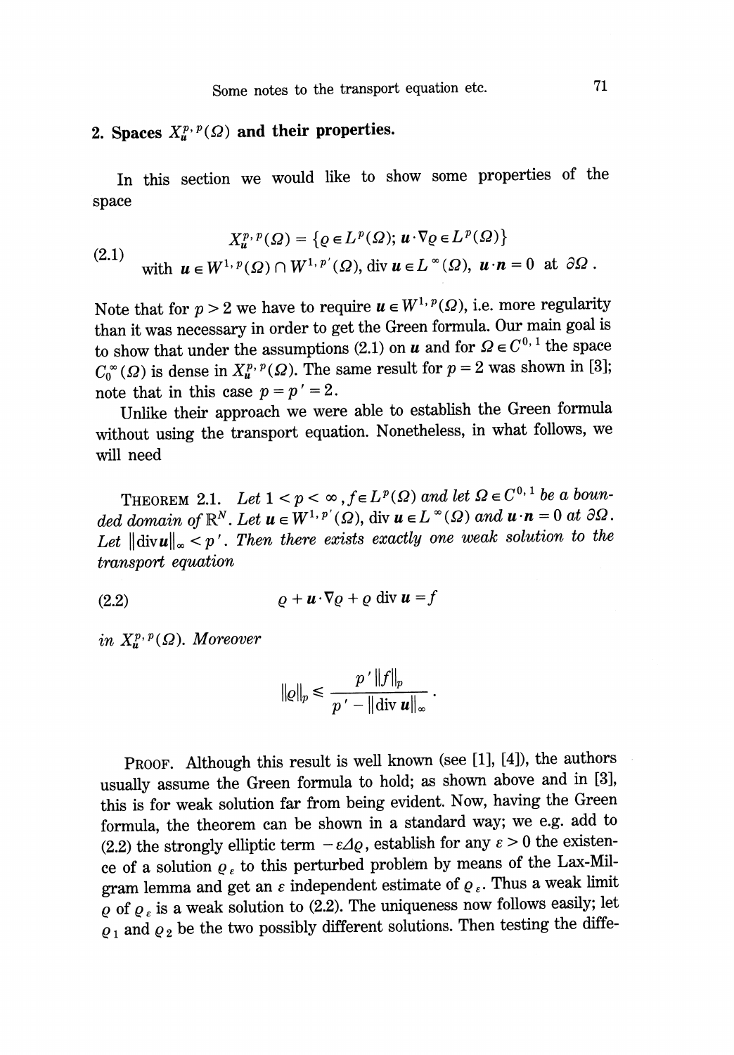## 2. Spaces $X_{\boldsymbol{u}}^{p,p}(\Omega)$ and their properties.

In this section we would like to show some properties of the space

$$
X_{\boldsymbol{u}}^{p,p}(\Omega) = \{\varrho \in L^p(\Omega);\, \boldsymbol{u}\cdot\nabla\varrho \in L^p(\Omega)\}
$$

$$
\text{(2.1)} \quad \text{with } \boldsymbol{u} \in W^{1,p}(\Omega) \cap W^{1,p'}(\Omega),\ \operatorname{div}\boldsymbol{u} \in L^\infty(\Omega),\ \boldsymbol{u}\cdot\boldsymbol{n} = 0 \ \text{ at } \partial\Omega\,.
$$

Note that for $p > 2$ we have to require $\boldsymbol{u} \in W^{1,p}(\Omega)$, i.e. more regularity than it was necessary in order to get the Green formula. Our main goal is to show that under the assumptions (2.1) on $\boldsymbol{u}$ and for $\Omega \in C^{0,1}$ the space $C_0^\infty(\Omega)$ is dense in $X_{\boldsymbol{u}}^{p,p}(\Omega)$. The same result for $p = 2$ was shown in [3]; note that in this case $p = p' = 2$.

Unlike their approach we were able to establish the Green formula without using the transport equation. Nonetheless, in what follows, we will need

THEOREM 2.1. *Let $1 < p < \infty$, $f \in L^p(\Omega)$ and let $\Omega \in C^{0,1}$ be a bounded domain of $\mathbb{R}^N$. Let $\boldsymbol{u} \in W^{1,p'}(\Omega)$, $\operatorname{div}\boldsymbol{u} \in L^\infty(\Omega)$ and $\boldsymbol{u}\cdot\boldsymbol{n} = 0$ at $\partial\Omega$. Let $\|\operatorname{div}\boldsymbol{u}\|_\infty < p'$. Then there exists exactly one weak solution to the transport equation*

$$
\varrho + \boldsymbol{u}\cdot\nabla\varrho + \varrho\operatorname{div}\boldsymbol{u} = f \tag{2.2}
$$

*in $X_{\boldsymbol{u}}^{p,p}(\Omega)$. Moreover*

$$
\|\varrho\|_p \leq \frac{p'\,\|f\|_p}{p' - \|\operatorname{div}\boldsymbol{u}\|_\infty}\,.
$$

PROOF. Although this result is well known (see [1], [4]), the authors usually assume the Green formula to hold; as shown above and in [3], this is for weak solution far from being evident. Now, having the Green formula, the theorem can be shown in a standard way; we e.g. add to (2.2) the strongly elliptic term $-\varepsilon\Delta\varrho$, establish for any $\varepsilon > 0$ the existence of a solution $\varrho_\varepsilon$ to this perturbed problem by means of the Lax-Milgram lemma and get an $\varepsilon$ independent estimate of $\varrho_\varepsilon$. Thus a weak limit $\varrho$ of $\varrho_\varepsilon$ is a weak solution to (2.2). The uniqueness now follows easily; let $\varrho_1$ and $\varrho_2$ be the two possibly different solutions. Then testing the diffe-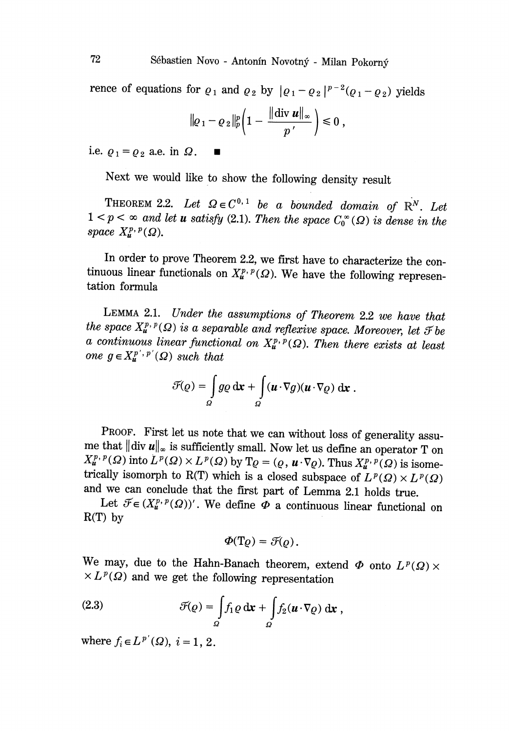rence of equations for $\varrho_1$ and $\varrho_2$ by $|\varrho_1 - \varrho_2|^{p-2}(\varrho_1 - \varrho_2)$ yields

$$\|\varrho_1 - \varrho_2\|_p^p \left(1 - \frac{\|\operatorname{div} \boldsymbol{u}\|_\infty}{p'}\right) \leqslant 0,$$

i.e. $\varrho_1 = \varrho_2$ a.e. in $\Omega$. ∎

Next we would like to show the following density result

THEOREM 2.2. *Let $\Omega \in C^{0,1}$ be a bounded domain of $\mathbb{R}^N$. Let $1 < p < \infty$ and let $\boldsymbol{u}$ satisfy (2.1). Then the space $C_0^\infty(\Omega)$ is dense in the space $X_{\boldsymbol{u}}^{p,p}(\Omega)$.*

In order to prove Theorem 2.2, we first have to characterize the continuous linear functionals on $X_{\boldsymbol{u}}^{p,p}(\Omega)$. We have the following representation formula

LEMMA 2.1. *Under the assumptions of Theorem 2.2 we have that the space $X_{\boldsymbol{u}}^{p,p}(\Omega)$ is a separable and reflexive space. Moreover, let $\mathcal{F}$ be a continuous linear functional on $X_{\boldsymbol{u}}^{p,p}(\Omega)$. Then there exists at least one $g \in X_{\boldsymbol{u}}^{p',p'}(\Omega)$ such that*

$$\mathcal{F}(\varrho) = \int_\Omega g\varrho \, d\boldsymbol{x} + \int_\Omega (\boldsymbol{u} \cdot \nabla g)(\boldsymbol{u} \cdot \nabla \varrho) \, d\boldsymbol{x}.$$

PROOF. First let us note that we can without loss of generality assume that $\|\operatorname{div} \boldsymbol{u}\|_\infty$ is sufficiently small. Now let us define an operator T on $X_{\boldsymbol{u}}^{p,p}(\Omega)$ into $L^p(\Omega) \times L^p(\Omega)$ by $\mathrm{T}\varrho = (\varrho, \boldsymbol{u} \cdot \nabla \varrho)$. Thus $X_{\boldsymbol{u}}^{p,p}(\Omega)$ is isometrically isomorph to R(T) which is a closed subspace of $L^p(\Omega) \times L^p(\Omega)$ and we can conclude that the first part of Lemma 2.1 holds true.

Let $\mathcal{F} \in (X_{\boldsymbol{u}}^{p,p}(\Omega))'$. We define $\Phi$ a continuous linear functional on R(T) by

$$\Phi(\mathrm{T}\varrho) = \mathcal{F}(\varrho).$$

We may, due to the Hahn-Banach theorem, extend $\Phi$ onto $L^p(\Omega) \times L^p(\Omega)$ and we get the following representation

$$\mathcal{F}(\varrho) = \int_\Omega f_1 \varrho \, d\boldsymbol{x} + \int_\Omega f_2 (\boldsymbol{u} \cdot \nabla \varrho) \, d\boldsymbol{x}, \tag{2.3}$$

where $f_i \in L^{p'}(\Omega)$, $i = 1, 2$.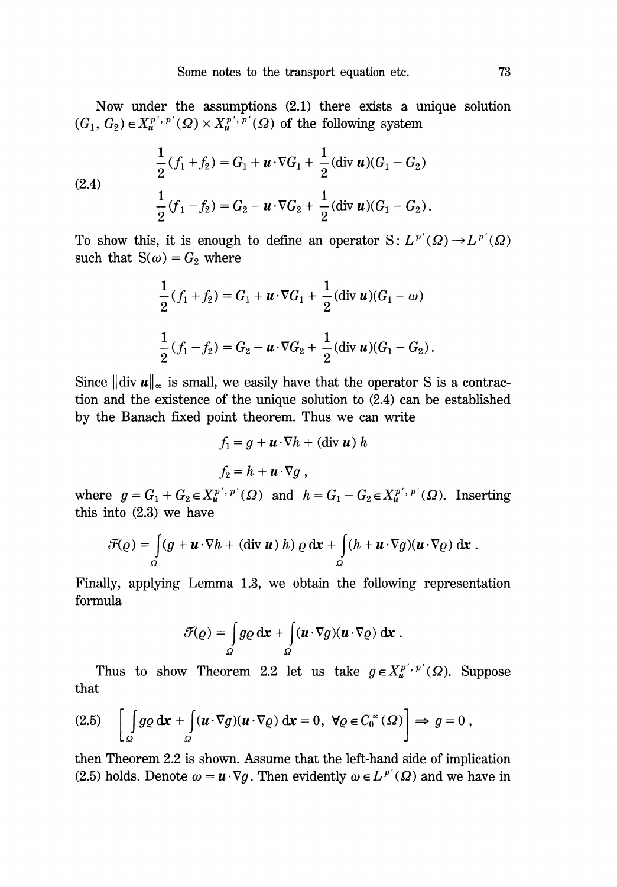Now under the assumptions (2.1) there exists a unique solution $(G_1, G_2) \in X_{\boldsymbol{u}}^{p',p'}(\Omega) \times X_{\boldsymbol{u}}^{p',p'}(\Omega)$ of the following system

$$
\begin{aligned}
\frac{1}{2}(f_1 + f_2) &= G_1 + \boldsymbol{u} \cdot \nabla G_1 + \frac{1}{2}(\operatorname{div} \boldsymbol{u})(G_1 - G_2) \\
\frac{1}{2}(f_1 - f_2) &= G_2 - \boldsymbol{u} \cdot \nabla G_2 + \frac{1}{2}(\operatorname{div} \boldsymbol{u})(G_1 - G_2) .
\end{aligned}
\tag{2.4}
$$

To show this, it is enough to define an operator $\mathrm{S}\colon L^{p'}(\Omega) \to L^{p'}(\Omega)$ such that $\mathrm{S}(\omega) = G_2$ where

$$
\frac{1}{2}(f_1 + f_2) = G_1 + \boldsymbol{u} \cdot \nabla G_1 + \frac{1}{2}(\operatorname{div} \boldsymbol{u})(G_1 - \omega)
$$

$$
\frac{1}{2}(f_1 - f_2) = G_2 - \boldsymbol{u} \cdot \nabla G_2 + \frac{1}{2}(\operatorname{div} \boldsymbol{u})(G_1 - G_2) .
$$

Since $\|\operatorname{div} \boldsymbol{u}\|_\infty$ is small, we easily have that the operator S is a contraction and the existence of the unique solution to (2.4) can be established by the Banach fixed point theorem. Thus we can write

$$
f_1 = g + \boldsymbol{u} \cdot \nabla h + (\operatorname{div} \boldsymbol{u})\, h
$$

$$
f_2 = h + \boldsymbol{u} \cdot \nabla g ,
$$

where $g = G_1 + G_2 \in X_{\boldsymbol{u}}^{p',p'}(\Omega)$ and $h = G_1 - G_2 \in X_{\boldsymbol{u}}^{p',p'}(\Omega)$. Inserting this into (2.3) we have

$$
\mathcal{F}(\varrho) = \int_\Omega (g + \boldsymbol{u} \cdot \nabla h + (\operatorname{div} \boldsymbol{u})\, h)\, \varrho \, \mathrm{d}\boldsymbol{x} + \int_\Omega (h + \boldsymbol{u} \cdot \nabla g)(\boldsymbol{u} \cdot \nabla \varrho)\, \mathrm{d}\boldsymbol{x} .
$$

Finally, applying Lemma 1.3, we obtain the following representation formula

$$
\mathcal{F}(\varrho) = \int_\Omega g \varrho \, \mathrm{d}\boldsymbol{x} + \int_\Omega (\boldsymbol{u} \cdot \nabla g)(\boldsymbol{u} \cdot \nabla \varrho)\, \mathrm{d}\boldsymbol{x} .
$$

Thus to show Theorem 2.2 let us take $g \in X_{\boldsymbol{u}}^{p',p'}(\Omega)$. Suppose that

$$
\left[ \int_\Omega g \varrho \, \mathrm{d}\boldsymbol{x} + \int_\Omega (\boldsymbol{u} \cdot \nabla g)(\boldsymbol{u} \cdot \nabla \varrho)\, \mathrm{d}\boldsymbol{x} = 0, \ \forall \varrho \in C_0^\infty(\Omega) \right] \Rightarrow g = 0 ,
\tag{2.5}
$$

then Theorem 2.2 is shown. Assume that the left-hand side of implication (2.5) holds. Denote $\omega = \boldsymbol{u} \cdot \nabla g$. Then evidently $\omega \in L^{p'}(\Omega)$ and we have in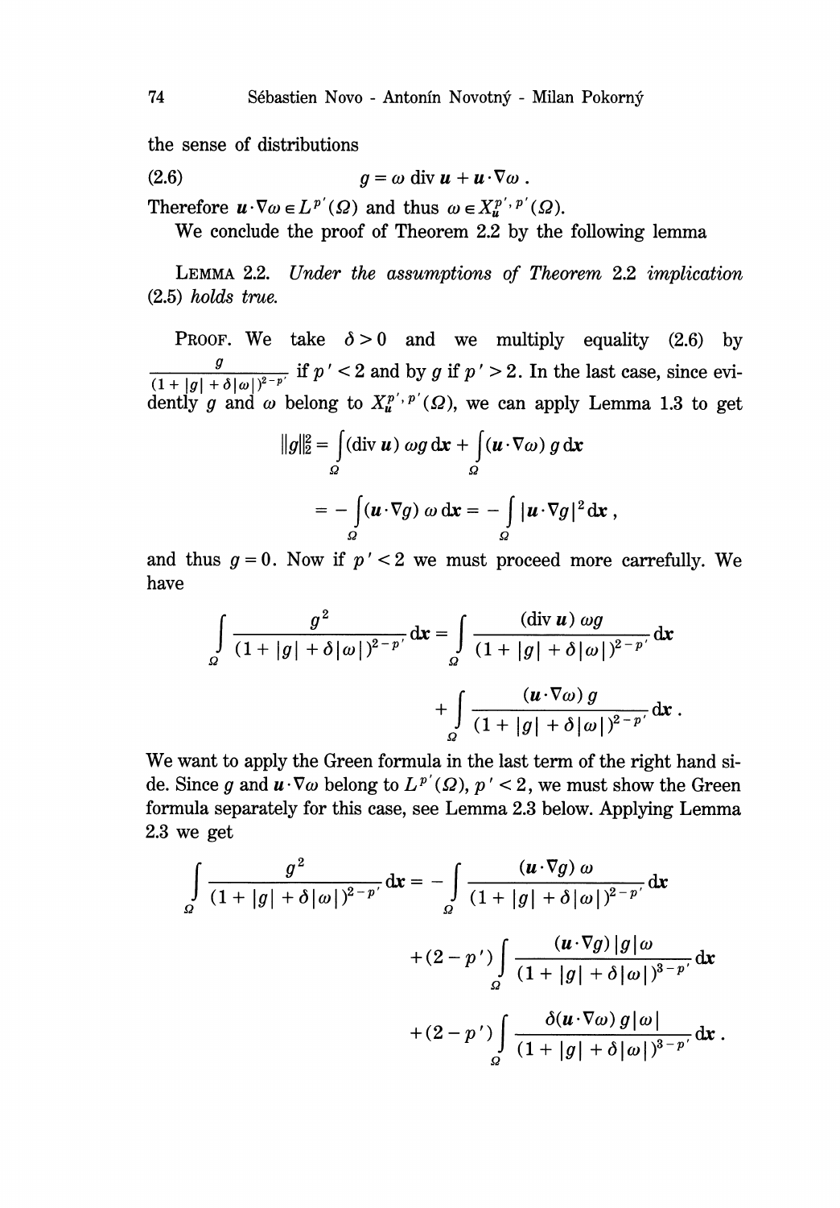the sense of distributions

$$g = \omega \operatorname{div} \boldsymbol{u} + \boldsymbol{u} \cdot \nabla \omega . \tag{2.6}$$

Therefore $\boldsymbol{u} \cdot \nabla \omega \in L^{p'}(\Omega)$ and thus $\omega \in X_{\boldsymbol{u}}^{p', p'}(\Omega)$.

We conclude the proof of Theorem 2.2 by the following lemma

LEMMA 2.2. *Under the assumptions of Theorem 2.2 implication (2.5) holds true.*

PROOF. We take $\delta > 0$ and we multiply equality (2.6) by $\frac{g}{(1 + |g| + \delta |\omega|)^{2-p'}}$ if $p' < 2$ and by $g$ if $p' > 2$. In the last case, since evidently $g$ and $\omega$ belong to $X_{\boldsymbol{u}}^{p', p'}(\Omega)$, we can apply Lemma 1.3 to get

$$\|g\|_2^2 = \int_\Omega (\operatorname{div} \boldsymbol{u})\, \omega g \, d\boldsymbol{x} + \int_\Omega (\boldsymbol{u} \cdot \nabla \omega)\, g \, d\boldsymbol{x}$$

$$= - \int_\Omega (\boldsymbol{u} \cdot \nabla g)\, \omega \, d\boldsymbol{x} = - \int_\Omega |\boldsymbol{u} \cdot \nabla g|^2 d\boldsymbol{x} ,$$

and thus $g = 0$. Now if $p' < 2$ we must proceed more carrefully. We have

$$\int_\Omega \frac{g^2}{(1 + |g| + \delta |\omega|)^{2-p'}} d\boldsymbol{x} = \int_\Omega \frac{(\operatorname{div} \boldsymbol{u})\, \omega g}{(1 + |g| + \delta |\omega|)^{2-p'}} d\boldsymbol{x}$$

$$+ \int_\Omega \frac{(\boldsymbol{u} \cdot \nabla \omega)\, g}{(1 + |g| + \delta |\omega|)^{2-p'}} d\boldsymbol{x} .$$

We want to apply the Green formula in the last term of the right hand side. Since $g$ and $\boldsymbol{u} \cdot \nabla \omega$ belong to $L^{p'}(\Omega)$, $p' < 2$, we must show the Green formula separately for this case, see Lemma 2.3 below. Applying Lemma 2.3 we get

$$\int_\Omega \frac{g^2}{(1 + |g| + \delta |\omega|)^{2-p'}} d\boldsymbol{x} = - \int_\Omega \frac{(\boldsymbol{u} \cdot \nabla g)\, \omega}{(1 + |g| + \delta |\omega|)^{2-p'}} d\boldsymbol{x}$$

$$+ (2 - p') \int_\Omega \frac{(\boldsymbol{u} \cdot \nabla g)\, |g| \omega}{(1 + |g| + \delta |\omega|)^{3-p'}} d\boldsymbol{x}$$

$$+ (2 - p') \int_\Omega \frac{\delta (\boldsymbol{u} \cdot \nabla \omega)\, g |\omega|}{(1 + |g| + \delta |\omega|)^{3-p'}} d\boldsymbol{x} .$$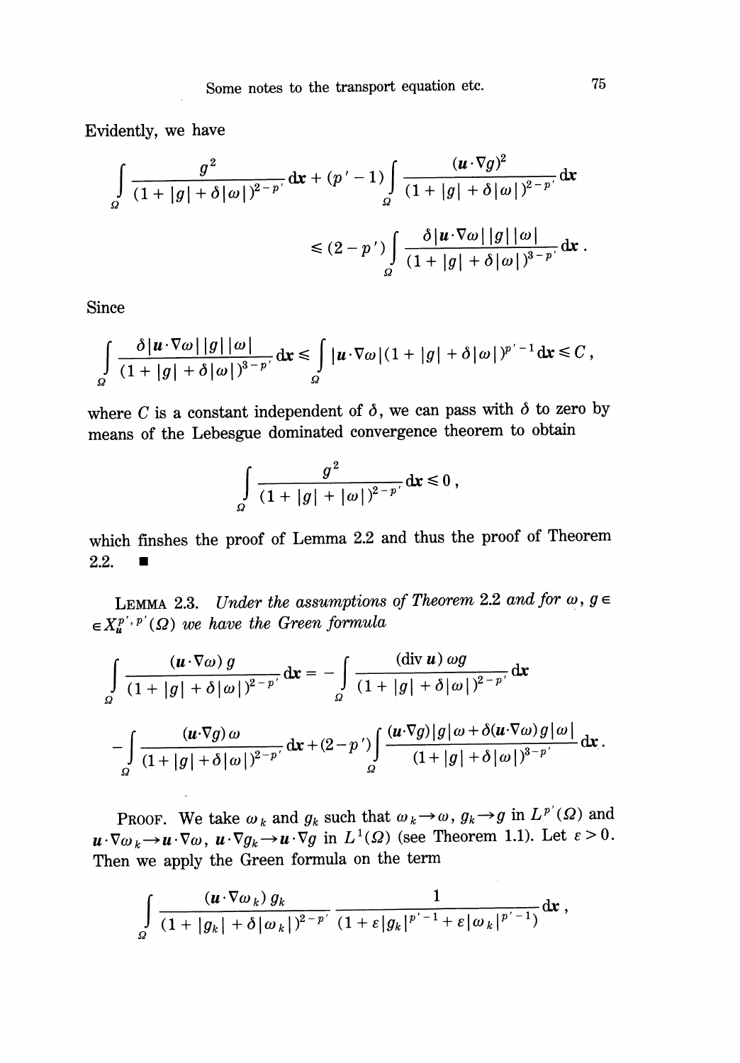Evidently, we have

$$\int_\Omega \frac{g^2}{(1+|g|+\delta|\omega|)^{2-p'}}\,dx + (p'-1)\int_\Omega \frac{(\boldsymbol{u}\cdot\nabla g)^2}{(1+|g|+\delta|\omega|)^{2-p'}}\,dx$$

$$\leqslant (2-p')\int_\Omega \frac{\delta|\boldsymbol{u}\cdot\nabla\omega|\,|g|\,|\omega|}{(1+|g|+\delta|\omega|)^{3-p'}}\,dx\,.$$

Since

$$\int_\Omega \frac{\delta|\boldsymbol{u}\cdot\nabla\omega|\,|g|\,|\omega|}{(1+|g|+\delta|\omega|)^{3-p'}}\,dx \leqslant \int_\Omega |\boldsymbol{u}\cdot\nabla\omega|(1+|g|+\delta|\omega|)^{p'-1}\,dx \leqslant C\,,$$

where $C$ is a constant independent of $\delta$, we can pass with $\delta$ to zero by means of the Lebesgue dominated convergence theorem to obtain

$$\int_\Omega \frac{g^2}{(1+|g|+|\omega|)^{2-p'}}\,dx \leqslant 0\,,$$

which finshes the proof of Lemma 2.2 and thus the proof of Theorem 2.2. ■

LEMMA 2.3. *Under the assumptions of Theorem 2.2 and for $\omega, g \in X_{\boldsymbol{u}}^{p',p'}(\Omega)$ we have the Green formula*

$$\int_\Omega \frac{(\boldsymbol{u}\cdot\nabla\omega)\,g}{(1+|g|+\delta|\omega|)^{2-p'}}\,dx = -\int_\Omega \frac{(\operatorname{div}\boldsymbol{u})\,\omega g}{(1+|g|+\delta|\omega|)^{2-p'}}\,dx$$

$$-\int_\Omega \frac{(\boldsymbol{u}\cdot\nabla g)\,\omega}{(1+|g|+\delta|\omega|)^{2-p'}}\,dx + (2-p')\int_\Omega \frac{(\boldsymbol{u}\cdot\nabla g)|g|\,\omega+\delta(\boldsymbol{u}\cdot\nabla\omega)\,g\,|\omega|}{(1+|g|+\delta|\omega|)^{3-p'}}\,dx\,.$$

PROOF. We take $\omega_k$ and $g_k$ such that $\omega_k\to\omega$, $g_k\to g$ in $L^{p'}(\Omega)$ and $\boldsymbol{u}\cdot\nabla\omega_k\to\boldsymbol{u}\cdot\nabla\omega$, $\boldsymbol{u}\cdot\nabla g_k\to\boldsymbol{u}\cdot\nabla g$ in $L^1(\Omega)$ (see Theorem 1.1). Let $\varepsilon>0$. Then we apply the Green formula on the term

$$\int_\Omega \frac{(\boldsymbol{u}\cdot\nabla\omega_k)\,g_k}{(1+|g_k|+\delta|\omega_k|)^{2-p'}}\,\frac{1}{(1+\varepsilon|g_k|^{p'-1}+\varepsilon|\omega_k|^{p'-1})}\,dx\,,$$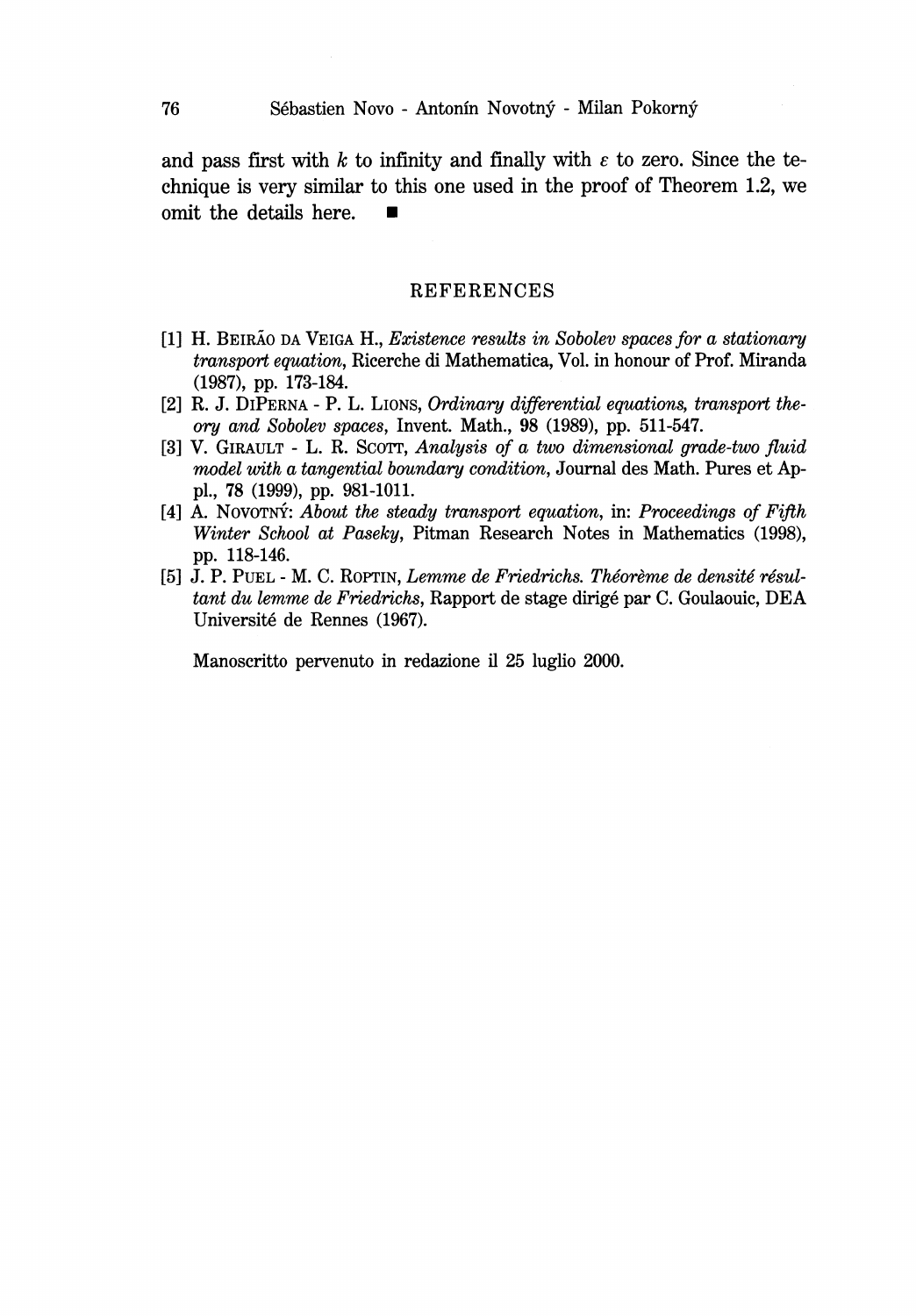and pass first with $k$ to infinity and finally with $\varepsilon$ to zero. Since the technique is very similar to this one used in the proof of Theorem 1.2, we omit the details here. ∎

## REFERENCES

[1] H. Beirão da Veiga H., *Existence results in Sobolev spaces for a stationary transport equation*, Ricerche di Mathematica, Vol. in honour of Prof. Miranda (1987), pp. 173-184.

[2] R. J. DiPerna - P. L. Lions, *Ordinary differential equations, transport theory and Sobolev spaces*, Invent. Math., **98** (1989), pp. 511-547.

[3] V. Girault - L. R. Scott, *Analysis of a two dimensional grade-two fluid model with a tangential boundary condition*, Journal des Math. Pures et Appl., **78** (1999), pp. 981-1011.

[4] A. Novotný: *About the steady transport equation*, in: *Proceedings of Fifth Winter School at Paseky*, Pitman Research Notes in Mathematics (1998), pp. 118-146.

[5] J. P. Puel - M. C. Roptin, *Lemme de Friedrichs. Théorème de densité résultant du lemme de Friedrichs*, Rapport de stage dirigé par C. Goulaouic, DEA Université de Rennes (1967).

Manoscritto pervenuto in redazione il 25 luglio 2000.